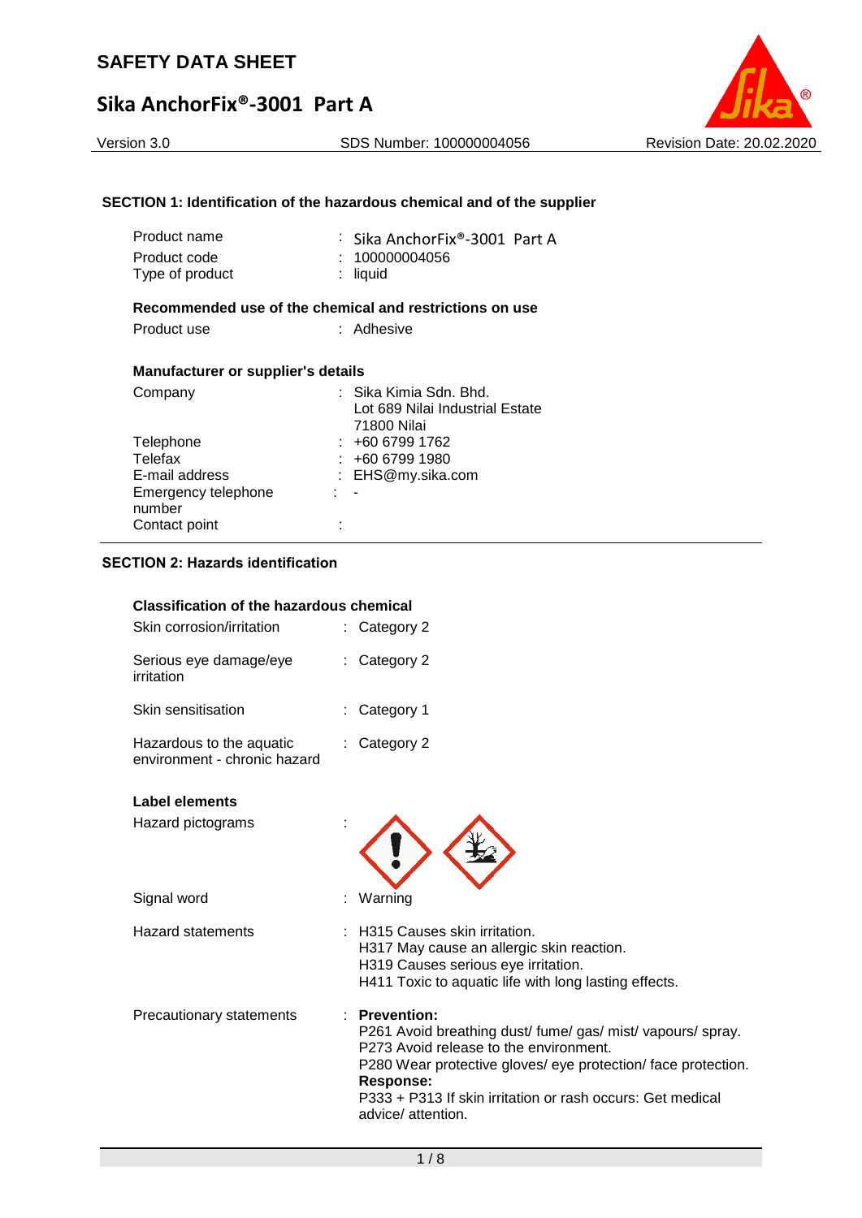# SAFETY DATA SHEET

## Sika AnchorFix®-3001 Part A

Version 3.0 SDS Number: 100000004056 Revision Date: 20.02.2020

### SECTION 1: Identification of the hazardous chemical and of the supplier

| | |
|---|---|
| Product name | : Sika AnchorFix®-3001 Part A |
| Product code | : 100000004056 |
| Type of product | : liquid |

**Recommended use of the chemical and restrictions on use**

| | |
|---|---|
| Product use | : Adhesive |

**Manufacturer or supplier's details**

| | |
|---|---|
| Company | : Sika Kimia Sdn. Bhd.<br>Lot 689 Nilai Industrial Estate<br>71800 Nilai |
| Telephone | : +60 6799 1762 |
| Telefax | : +60 6799 1980 |
| E-mail address | : EHS@my.sika.com |
| Emergency telephone number | : - |
| Contact point | : |

### SECTION 2: Hazards identification

**Classification of the hazardous chemical**

| | |
|---|---|
| Skin corrosion/irritation | : Category 2 |
| Serious eye damage/eye irritation | : Category 2 |
| Skin sensitisation | : Category 1 |
| Hazardous to the aquatic environment - chronic hazard | : Category 2 |

**Label elements**

Hazard pictograms :

Signal word : Warning

Hazard statements :
H315 Causes skin irritation.
H317 May cause an allergic skin reaction.
H319 Causes serious eye irritation.
H411 Toxic to aquatic life with long lasting effects.

Precautionary statements :

**Prevention:**
P261 Avoid breathing dust/ fume/ gas/ mist/ vapours/ spray.
P273 Avoid release to the environment.
P280 Wear protective gloves/ eye protection/ face protection.

**Response:**
P333 + P313 If skin irritation or rash occurs: Get medical advice/ attention.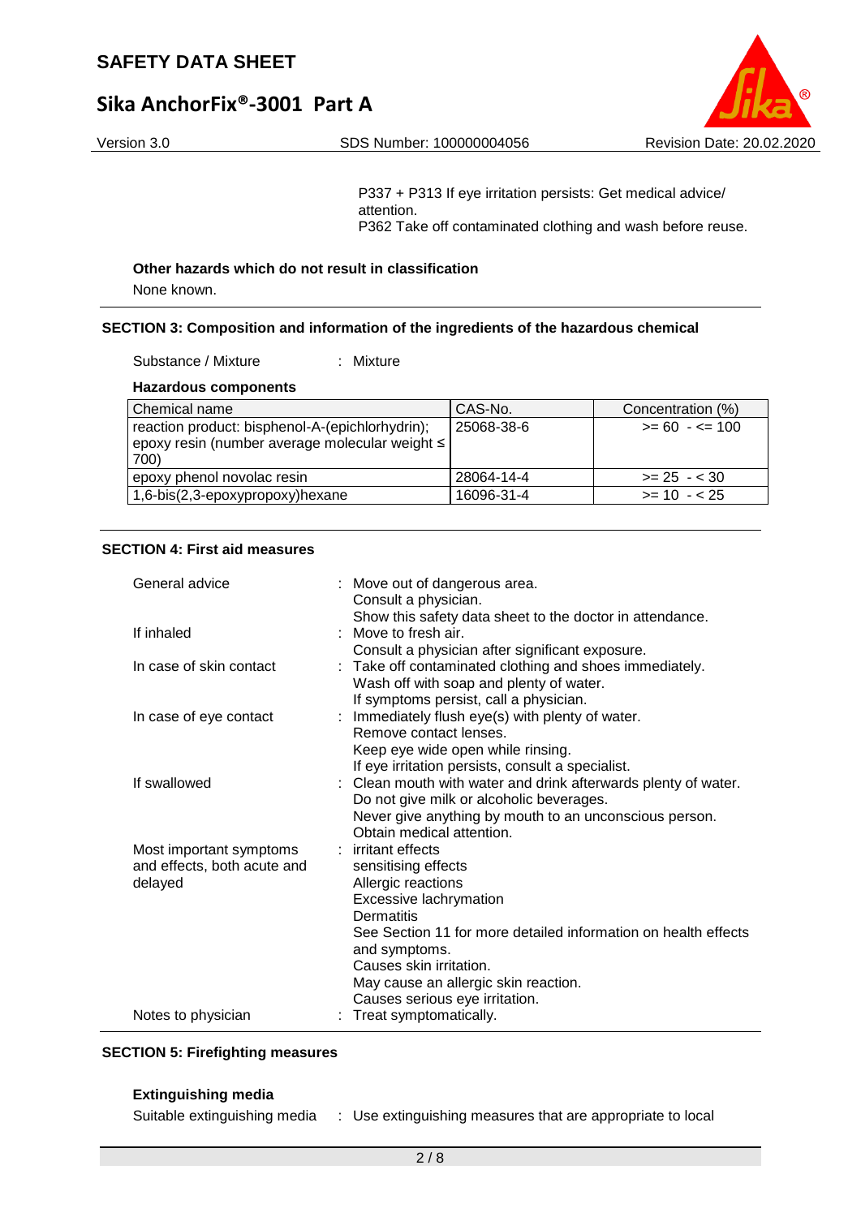P337 + P313 If eye irritation persists: Get medical advice/ attention.
P362 Take off contaminated clothing and wash before reuse.

**Other hazards which do not result in classification**

None known.

## SECTION 3: Composition and information of the ingredients of the hazardous chemical

Substance / Mixture : Mixture

**Hazardous components**

| Chemical name | CAS-No. | Concentration (%) |
|---|---|---|
| reaction product: bisphenol-A-(epichlorhydrin); epoxy resin (number average molecular weight ≤ 700) | 25068-38-6 | >= 60 - <= 100 |
| epoxy phenol novolac resin | 28064-14-4 | >= 25 - < 30 |
| 1,6-bis(2,3-epoxypropoxy)hexane | 16096-31-4 | >= 10 - < 25 |

## SECTION 4: First aid measures

General advice : Move out of dangerous area.
Consult a physician.
Show this safety data sheet to the doctor in attendance.

If inhaled : Move to fresh air.
Consult a physician after significant exposure.

In case of skin contact : Take off contaminated clothing and shoes immediately.
Wash off with soap and plenty of water.
If symptoms persist, call a physician.

In case of eye contact : Immediately flush eye(s) with plenty of water.
Remove contact lenses.
Keep eye wide open while rinsing.
If eye irritation persists, consult a specialist.

If swallowed : Clean mouth with water and drink afterwards plenty of water.
Do not give milk or alcoholic beverages.
Never give anything by mouth to an unconscious person.
Obtain medical attention.

Most important symptoms and effects, both acute and delayed : irritant effects
sensitising effects
Allergic reactions
Excessive lachrymation
Dermatitis
See Section 11 for more detailed information on health effects and symptoms.
Causes skin irritation.
May cause an allergic skin reaction.
Causes serious eye irritation.

Notes to physician : Treat symptomatically.

## SECTION 5: Firefighting measures

**Extinguishing media**

Suitable extinguishing media : Use extinguishing measures that are appropriate to local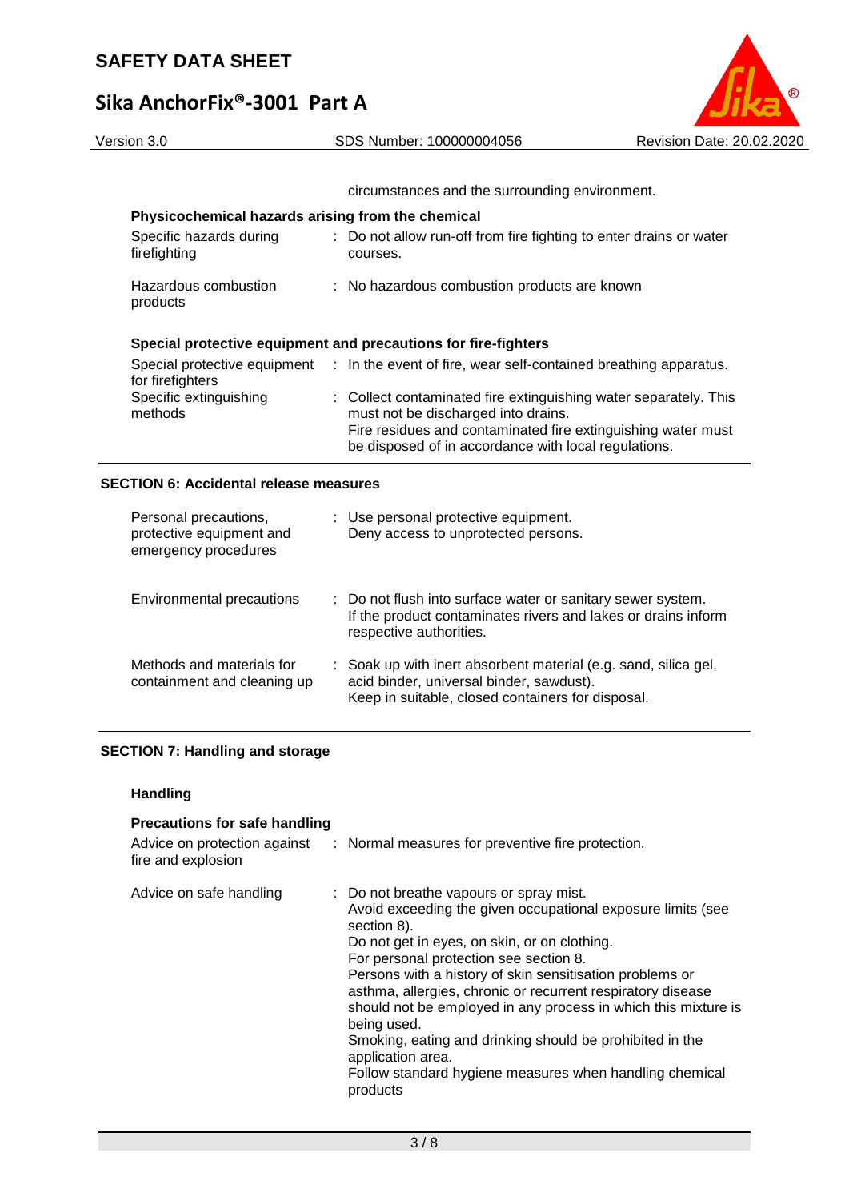circumstances and the surrounding environment.

**Physicochemical hazards arising from the chemical**

| | |
|---|---|
| Specific hazards during firefighting | : Do not allow run-off from fire fighting to enter drains or water courses. |
| Hazardous combustion products | : No hazardous combustion products are known |

**Special protective equipment and precautions for fire-fighters**

| | |
|---|---|
| Special protective equipment for firefighters | : In the event of fire, wear self-contained breathing apparatus. |
| Specific extinguishing methods | : Collect contaminated fire extinguishing water separately. This must not be discharged into drains.<br>Fire residues and contaminated fire extinguishing water must be disposed of in accordance with local regulations. |

## SECTION 6: Accidental release measures

| | |
|---|---|
| Personal precautions, protective equipment and emergency procedures | : Use personal protective equipment.<br>Deny access to unprotected persons. |
| Environmental precautions | : Do not flush into surface water or sanitary sewer system.<br>If the product contaminates rivers and lakes or drains inform respective authorities. |
| Methods and materials for containment and cleaning up | : Soak up with inert absorbent material (e.g. sand, silica gel, acid binder, universal binder, sawdust).<br>Keep in suitable, closed containers for disposal. |

## SECTION 7: Handling and storage

### Handling

**Precautions for safe handling**

| | |
|---|---|
| Advice on protection against fire and explosion | : Normal measures for preventive fire protection. |
| Advice on safe handling | : Do not breathe vapours or spray mist.<br>Avoid exceeding the given occupational exposure limits (see section 8).<br>Do not get in eyes, on skin, or on clothing.<br>For personal protection see section 8.<br>Persons with a history of skin sensitisation problems or asthma, allergies, chronic or recurrent respiratory disease should not be employed in any process in which this mixture is being used.<br>Smoking, eating and drinking should be prohibited in the application area.<br>Follow standard hygiene measures when handling chemical products |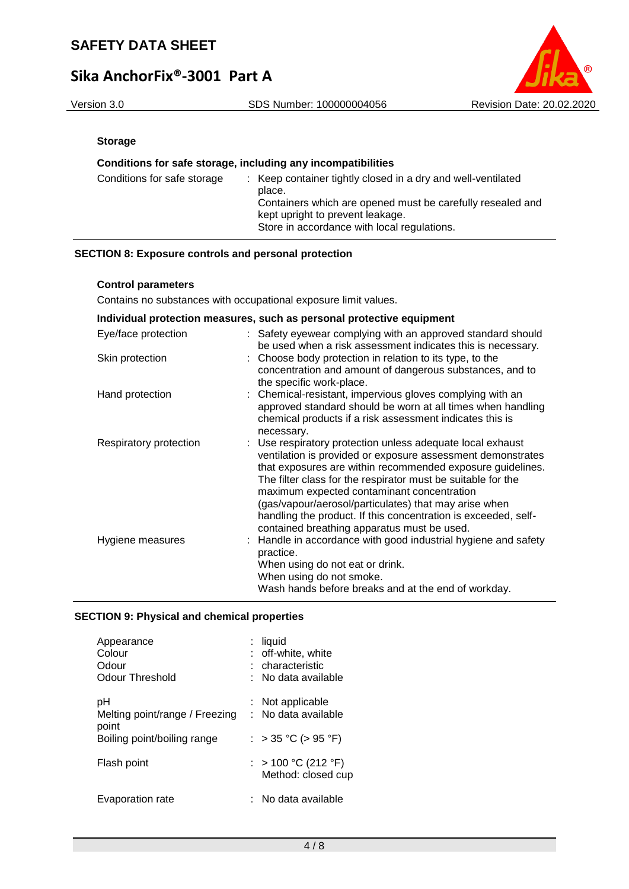**Storage**

**Conditions for safe storage, including any incompatibilities**

| | |
|---|---|
| Conditions for safe storage | : Keep container tightly closed in a dry and well-ventilated place.<br>Containers which are opened must be carefully resealed and kept upright to prevent leakage.<br>Store in accordance with local regulations. |

## SECTION 8: Exposure controls and personal protection

**Control parameters**

Contains no substances with occupational exposure limit values.

**Individual protection measures, such as personal protective equipment**

| | |
|---|---|
| Eye/face protection | : Safety eyewear complying with an approved standard should be used when a risk assessment indicates this is necessary. |
| Skin protection | : Choose body protection in relation to its type, to the concentration and amount of dangerous substances, and to the specific work-place. |
| Hand protection | : Chemical-resistant, impervious gloves complying with an approved standard should be worn at all times when handling chemical products if a risk assessment indicates this is necessary. |
| Respiratory protection | : Use respiratory protection unless adequate local exhaust ventilation is provided or exposure assessment demonstrates that exposures are within recommended exposure guidelines.<br>The filter class for the respirator must be suitable for the maximum expected contaminant concentration (gas/vapour/aerosol/particulates) that may arise when handling the product. If this concentration is exceeded, self-contained breathing apparatus must be used. |
| Hygiene measures | : Handle in accordance with good industrial hygiene and safety practice.<br>When using do not eat or drink.<br>When using do not smoke.<br>Wash hands before breaks and at the end of workday. |

## SECTION 9: Physical and chemical properties

| | |
|---|---|
| Appearance | : liquid |
| Colour | : off-white, white |
| Odour | : characteristic |
| Odour Threshold | : No data available |
| pH | : Not applicable |
| Melting point/range / Freezing point | : No data available |
| Boiling point/boiling range | : > 35 °C (> 95 °F) |
| Flash point | : > 100 °C (212 °F)<br>Method: closed cup |
| Evaporation rate | : No data available |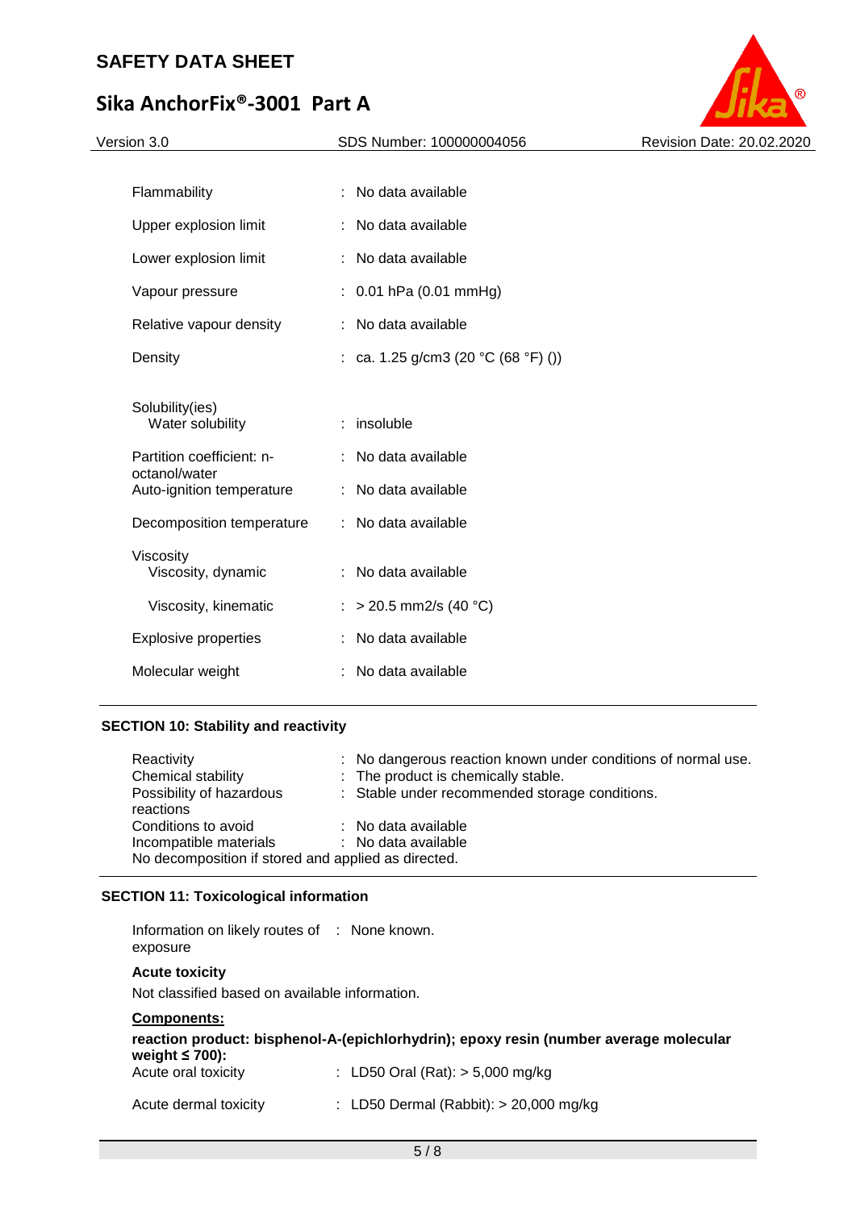| | | |
|---|---|---|
| Flammability | : | No data available |
| Upper explosion limit | : | No data available |
| Lower explosion limit | : | No data available |
| Vapour pressure | : | 0.01 hPa (0.01 mmHg) |
| Relative vapour density | : | No data available |
| Density | : | ca. 1.25 g/cm3 (20 °C (68 °F) ()) |
| Solubility(ies) | | |
| Water solubility | : | insoluble |
| Partition coefficient: n-octanol/water | : | No data available |
| Auto-ignition temperature | : | No data available |
| Decomposition temperature | : | No data available |
| Viscosity | | |
| Viscosity, dynamic | : | No data available |
| Viscosity, kinematic | : | > 20.5 mm2/s (40 °C) |
| Explosive properties | : | No data available |
| Molecular weight | : | No data available |

## SECTION 10: Stability and reactivity

| | | |
|---|---|---|
| Reactivity | : | No dangerous reaction known under conditions of normal use. |
| Chemical stability | : | The product is chemically stable. |
| Possibility of hazardous reactions | : | Stable under recommended storage conditions. |
| Conditions to avoid | : | No data available |
| Incompatible materials | : | No data available |

No decomposition if stored and applied as directed.

## SECTION 11: Toxicological information

Information on likely routes of exposure : None known.

**Acute toxicity**

Not classified based on available information.

**Components:**

**reaction product: bisphenol-A-(epichlorhydrin); epoxy resin (number average molecular weight ≤ 700):**

| | | |
|---|---|---|
| Acute oral toxicity | : | LD50 Oral (Rat): > 5,000 mg/kg |
| Acute dermal toxicity | : | LD50 Dermal (Rabbit): > 20,000 mg/kg |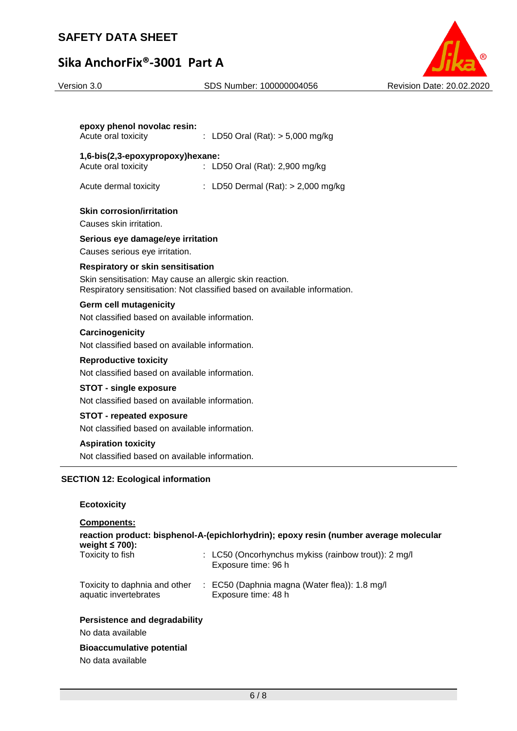**epoxy phenol novolac resin:**

Acute oral toxicity : LD50 Oral (Rat): > 5,000 mg/kg

**1,6-bis(2,3-epoxypropoxy)hexane:**

Acute oral toxicity : LD50 Oral (Rat): 2,900 mg/kg

Acute dermal toxicity : LD50 Dermal (Rat): > 2,000 mg/kg

**Skin corrosion/irritation**

Causes skin irritation.

**Serious eye damage/eye irritation**

Causes serious eye irritation.

**Respiratory or skin sensitisation**

Skin sensitisation: May cause an allergic skin reaction.
Respiratory sensitisation: Not classified based on available information.

**Germ cell mutagenicity**

Not classified based on available information.

**Carcinogenicity**

Not classified based on available information.

**Reproductive toxicity**

Not classified based on available information.

**STOT - single exposure**

Not classified based on available information.

**STOT - repeated exposure**

Not classified based on available information.

**Aspiration toxicity**

Not classified based on available information.

## SECTION 12: Ecological information

**Ecotoxicity**

**Components:**

**reaction product: bisphenol-A-(epichlorhydrin); epoxy resin (number average molecular weight ≤ 700):**

Toxicity to fish : LC50 (Oncorhynchus mykiss (rainbow trout)): 2 mg/l
Exposure time: 96 h

Toxicity to daphnia and other aquatic invertebrates : EC50 (Daphnia magna (Water flea)): 1.8 mg/l
Exposure time: 48 h

**Persistence and degradability**

No data available

**Bioaccumulative potential**

No data available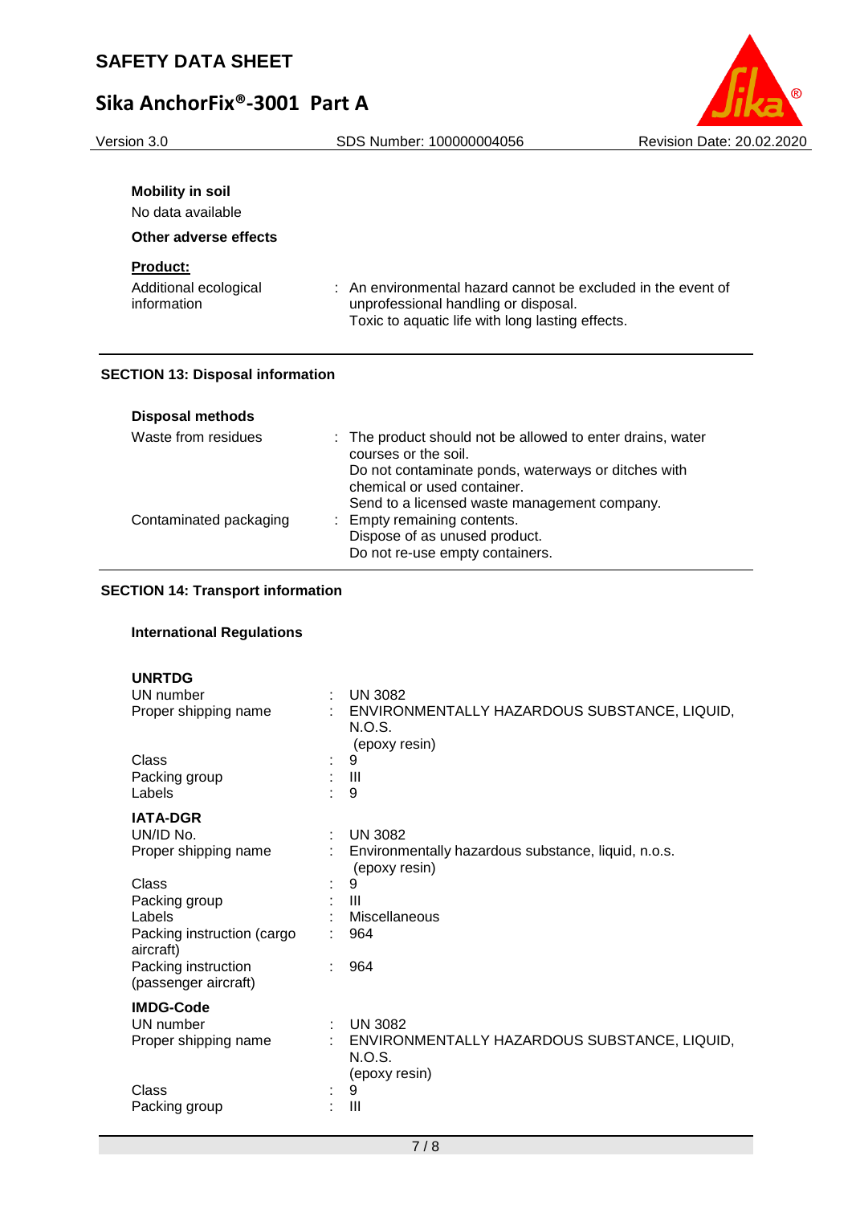**Mobility in soil**

No data available

**Other adverse effects**

**Product:**

| | |
|---|---|
| Additional ecological information | : An environmental hazard cannot be excluded in the event of unprofessional handling or disposal. Toxic to aquatic life with long lasting effects. |

## SECTION 13: Disposal information

**Disposal methods**

| | |
|---|---|
| Waste from residues | : The product should not be allowed to enter drains, water courses or the soil. Do not contaminate ponds, waterways or ditches with chemical or used container. Send to a licensed waste management company. |
| Contaminated packaging | : Empty remaining contents. Dispose of as unused product. Do not re-use empty containers. |

## SECTION 14: Transport information

**International Regulations**

**UNRTDG**

| | |
|---|---|
| UN number | : UN 3082 |
| Proper shipping name | : ENVIRONMENTALLY HAZARDOUS SUBSTANCE, LIQUID, N.O.S. (epoxy resin) |
| Class | : 9 |
| Packing group | : III |
| Labels | : 9 |

**IATA-DGR**

| | |
|---|---|
| UN/ID No. | : UN 3082 |
| Proper shipping name | : Environmentally hazardous substance, liquid, n.o.s. (epoxy resin) |
| Class | : 9 |
| Packing group | : III |
| Labels | : Miscellaneous |
| Packing instruction (cargo aircraft) | : 964 |
| Packing instruction (passenger aircraft) | : 964 |

**IMDG-Code**

| | |
|---|---|
| UN number | : UN 3082 |
| Proper shipping name | : ENVIRONMENTALLY HAZARDOUS SUBSTANCE, LIQUID, N.O.S. (epoxy resin) |
| Class | : 9 |
| Packing group | : III |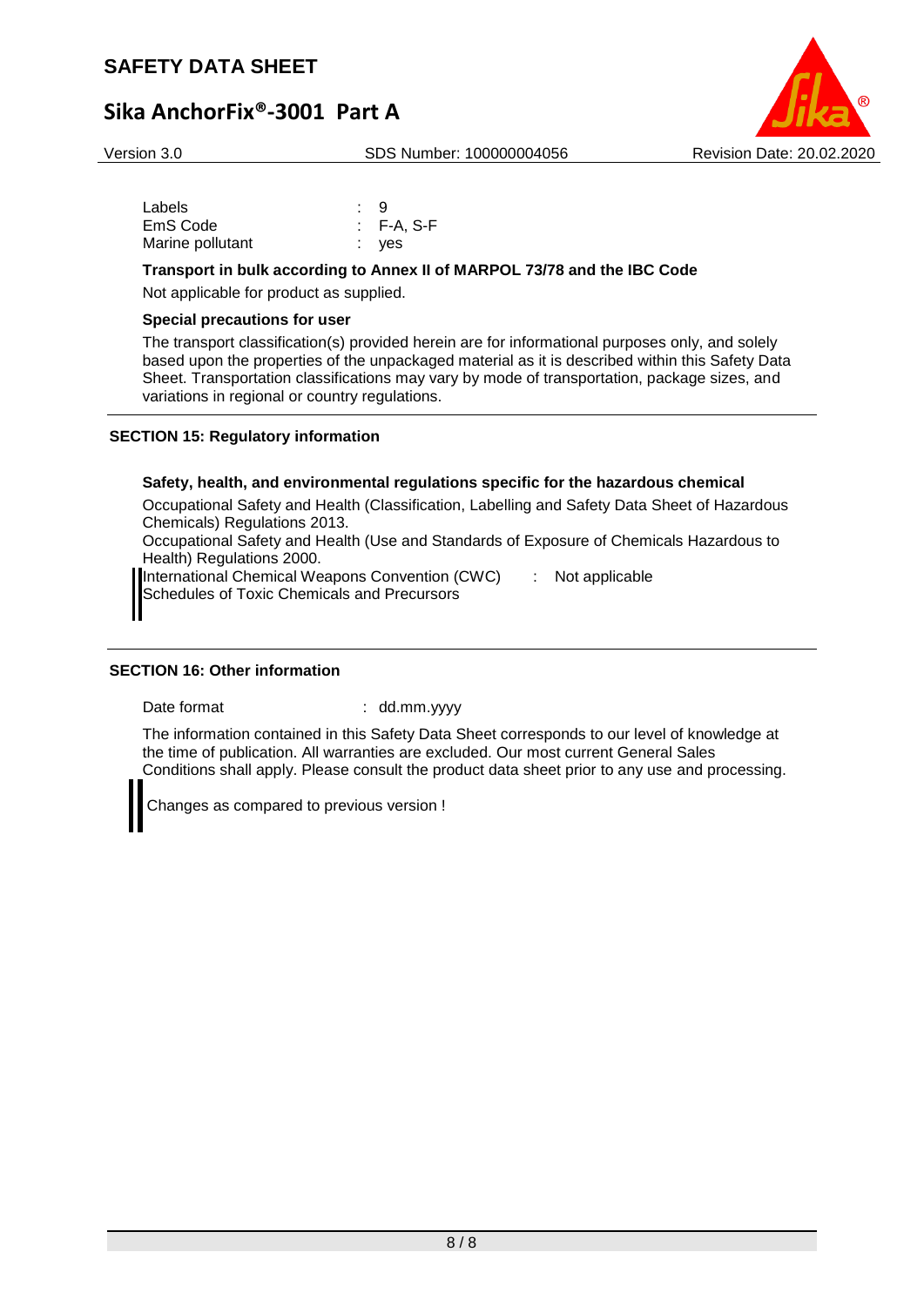| | | |
|---|---|---|
| Labels | : | 9 |
| EmS Code | : | F-A, S-F |
| Marine pollutant | : | yes |

**Transport in bulk according to Annex II of MARPOL 73/78 and the IBC Code**

Not applicable for product as supplied.

**Special precautions for user**

The transport classification(s) provided herein are for informational purposes only, and solely based upon the properties of the unpackaged material as it is described within this Safety Data Sheet. Transportation classifications may vary by mode of transportation, package sizes, and variations in regional or country regulations.

## SECTION 15: Regulatory information

**Safety, health, and environmental regulations specific for the hazardous chemical**

Occupational Safety and Health (Classification, Labelling and Safety Data Sheet of Hazardous Chemicals) Regulations 2013.

Occupational Safety and Health (Use and Standards of Exposure of Chemicals Hazardous to Health) Regulations 2000.

International Chemical Weapons Convention (CWC) Schedules of Toxic Chemicals and Precursors : Not applicable

## SECTION 16: Other information

Date format : dd.mm.yyyy

The information contained in this Safety Data Sheet corresponds to our level of knowledge at the time of publication. All warranties are excluded. Our most current General Sales Conditions shall apply. Please consult the product data sheet prior to any use and processing.

Changes as compared to previous version !